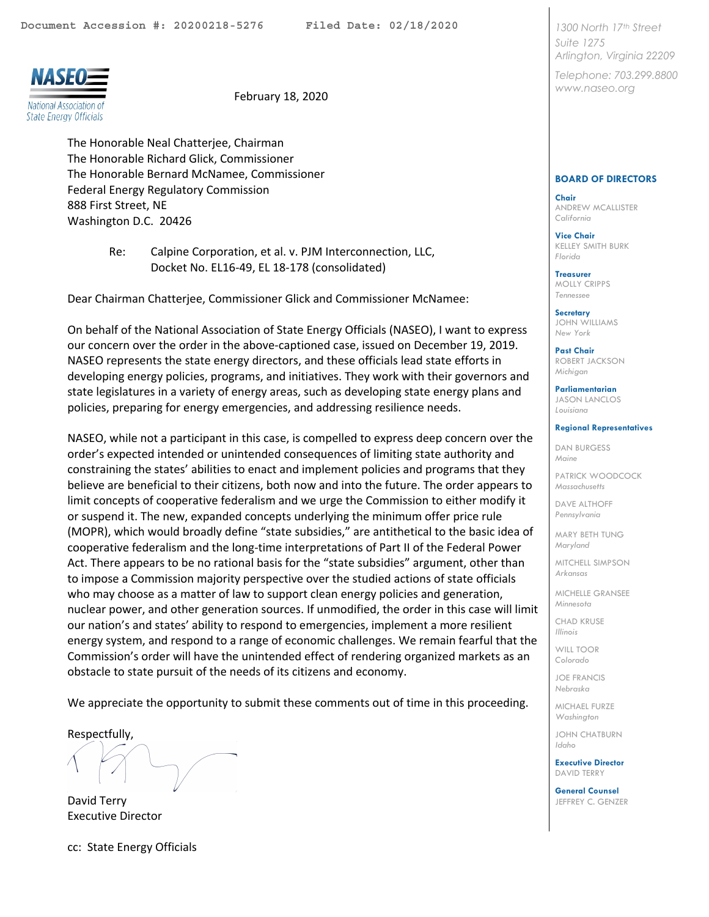Document Accession #: 20200218-5276 Filed Date: 02/18/2020

**NASEO**
National Association of State Energy Officials

February 18, 2020

1300 North 17th Street
Suite 1275
Arlington, Virginia 22209

Telephone: 703.299.8800
www.naseo.org

The Honorable Neal Chatterjee, Chairman
The Honorable Richard Glick, Commissioner
The Honorable Bernard McNamee, Commissioner
Federal Energy Regulatory Commission
888 First Street, NE
Washington D.C. 20426

Re: Calpine Corporation, et al. v. PJM Interconnection, LLC, Docket No. EL16-49, EL 18-178 (consolidated)

Dear Chairman Chatterjee, Commissioner Glick and Commissioner McNamee:

On behalf of the National Association of State Energy Officials (NASEO), I want to express our concern over the order in the above-captioned case, issued on December 19, 2019. NASEO represents the state energy directors, and these officials lead state efforts in developing energy policies, programs, and initiatives. They work with their governors and state legislatures in a variety of energy areas, such as developing state energy plans and policies, preparing for energy emergencies, and addressing resilience needs.

NASEO, while not a participant in this case, is compelled to express deep concern over the order's expected intended or unintended consequences of limiting state authority and constraining the states' abilities to enact and implement policies and programs that they believe are beneficial to their citizens, both now and into the future. The order appears to limit concepts of cooperative federalism and we urge the Commission to either modify it or suspend it. The new, expanded concepts underlying the minimum offer price rule (MOPR), which would broadly define "state subsidies," are antithetical to the basic idea of cooperative federalism and the long-time interpretations of Part II of the Federal Power Act. There appears to be no rational basis for the "state subsidies" argument, other than to impose a Commission majority perspective over the studied actions of state officials who may choose as a matter of law to support clean energy policies and generation, nuclear power, and other generation sources. If unmodified, the order in this case will limit our nation's and states' ability to respond to emergencies, implement a more resilient energy system, and respond to a range of economic challenges. We remain fearful that the Commission's order will have the unintended effect of rendering organized markets as an obstacle to state pursuit of the needs of its citizens and economy.

We appreciate the opportunity to submit these comments out of time in this proceeding.

Respectfully,

David Terry
Executive Director

cc: State Energy Officials

**BOARD OF DIRECTORS**

**Chair**
ANDREW MCALLISTER
*California*

**Vice Chair**
KELLEY SMITH BURK
*Florida*

**Treasurer**
MOLLY CRIPPS
*Tennessee*

**Secretary**
JOHN WILLIAMS
*New York*

**Past Chair**
ROBERT JACKSON
*Michigan*

**Parliamentarian**
JASON LANCLOS
*Louisiana*

**Regional Representatives**

DAN BURGESS
*Maine*

PATRICK WOODCOCK
*Massachusetts*

DAVE ALTHOFF
*Pennsylvania*

MARY BETH TUNG
*Maryland*

MITCHELL SIMPSON
*Arkansas*

MICHELLE GRANSEE
*Minnesota*

CHAD KRUSE
*Illinois*

WILL TOOR
*Colorado*

JOE FRANCIS
*Nebraska*

MICHAEL FURZE
*Washington*

JOHN CHATBURN
*Idaho*

**Executive Director**
DAVID TERRY

**General Counsel**
JEFFREY C. GENZER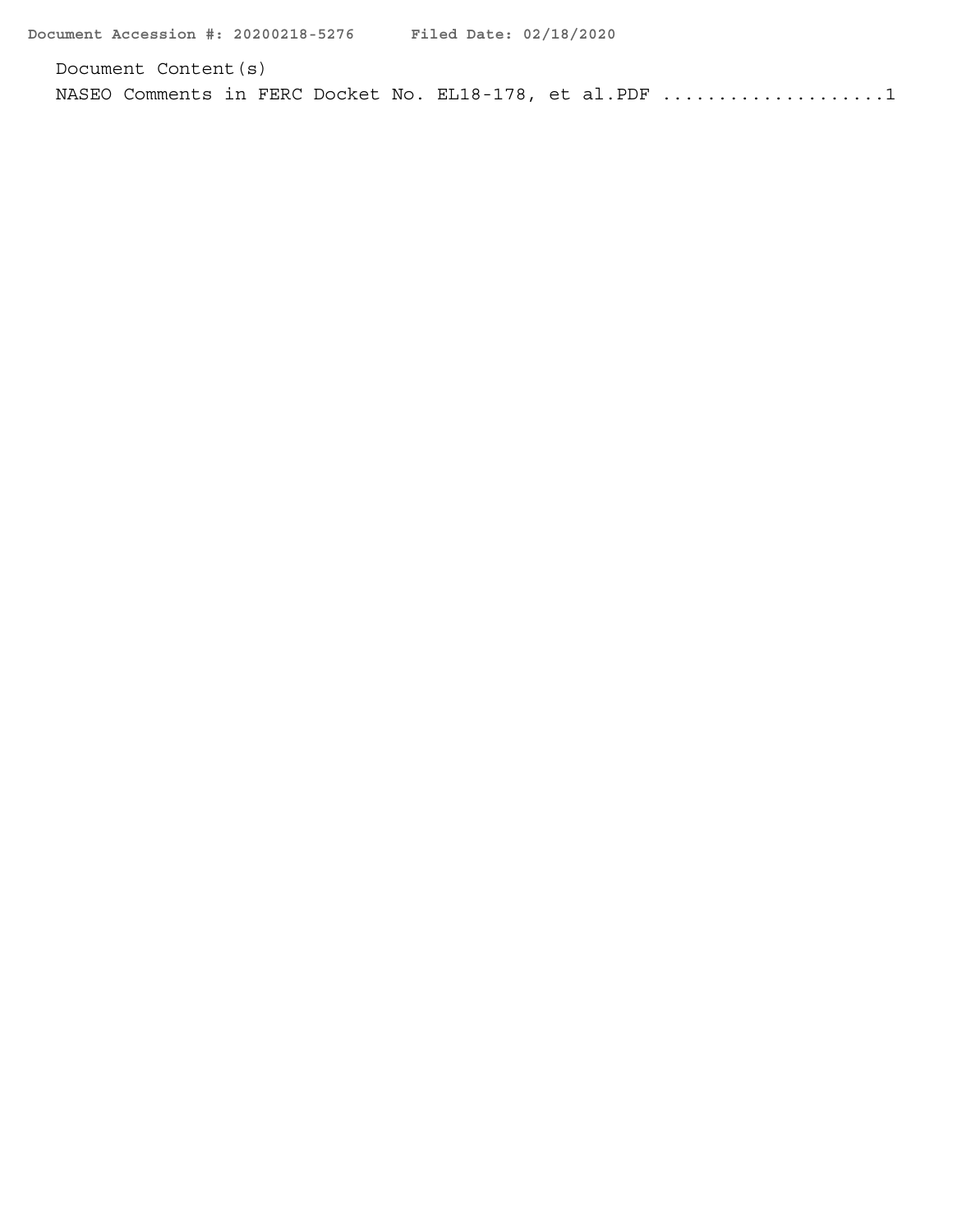Document Accession #: 20200218-5276      Filed Date: 02/18/2020

Document Content(s)

NASEO Comments in FERC Docket No. EL18-178, et al.PDF ....................1